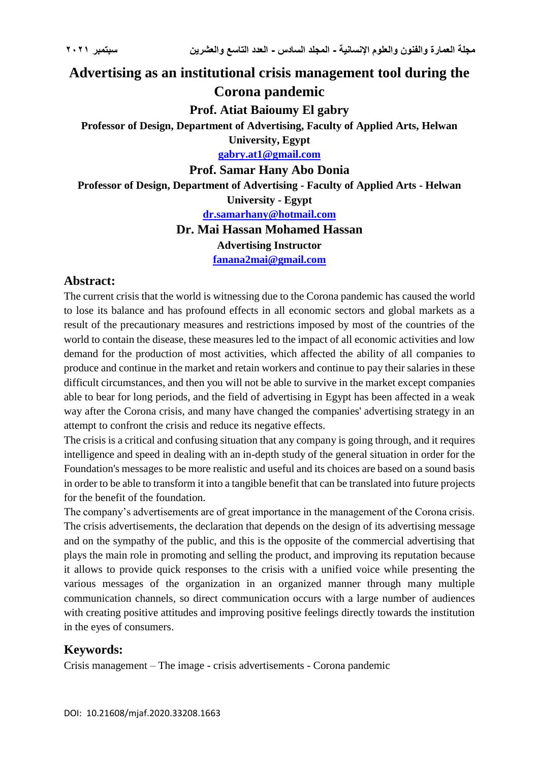# Advertising as an institutional crisis management tool during the Corona pandemic

**Prof. Atiat Baioumy El gabry**

**Professor of Design, Department of Advertising, Faculty of Applied Arts, Helwan University, Egypt**

gabry.at1@gmail.com

**Prof. Samar Hany Abo Donia**

**Professor of Design, Department of Advertising - Faculty of Applied Arts - Helwan University - Egypt**

dr.samarhany@hotmail.com

**Dr. Mai Hassan Mohamed Hassan**

**Advertising Instructor**

fanana2mai@gmail.com

## Abstract:

The current crisis that the world is witnessing due to the Corona pandemic has caused the world to lose its balance and has profound effects in all economic sectors and global markets as a result of the precautionary measures and restrictions imposed by most of the countries of the world to contain the disease, these measures led to the impact of all economic activities and low demand for the production of most activities, which affected the ability of all companies to produce and continue in the market and retain workers and continue to pay their salaries in these difficult circumstances, and then you will not be able to survive in the market except companies able to bear for long periods, and the field of advertising in Egypt has been affected in a weak way after the Corona crisis, and many have changed the companies' advertising strategy in an attempt to confront the crisis and reduce its negative effects.

The crisis is a critical and confusing situation that any company is going through, and it requires intelligence and speed in dealing with an in-depth study of the general situation in order for the Foundation's messages to be more realistic and useful and its choices are based on a sound basis in order to be able to transform it into a tangible benefit that can be translated into future projects for the benefit of the foundation.

The company's advertisements are of great importance in the management of the Corona crisis. The crisis advertisements, the declaration that depends on the design of its advertising message and on the sympathy of the public, and this is the opposite of the commercial advertising that plays the main role in promoting and selling the product, and improving its reputation because it allows to provide quick responses to the crisis with a unified voice while presenting the various messages of the organization in an organized manner through many multiple communication channels, so direct communication occurs with a large number of audiences with creating positive attitudes and improving positive feelings directly towards the institution in the eyes of consumers.

## Keywords:

Crisis management – The image - crisis advertisements - Corona pandemic

DOI: 10.21608/mjaf.2020.33208.1663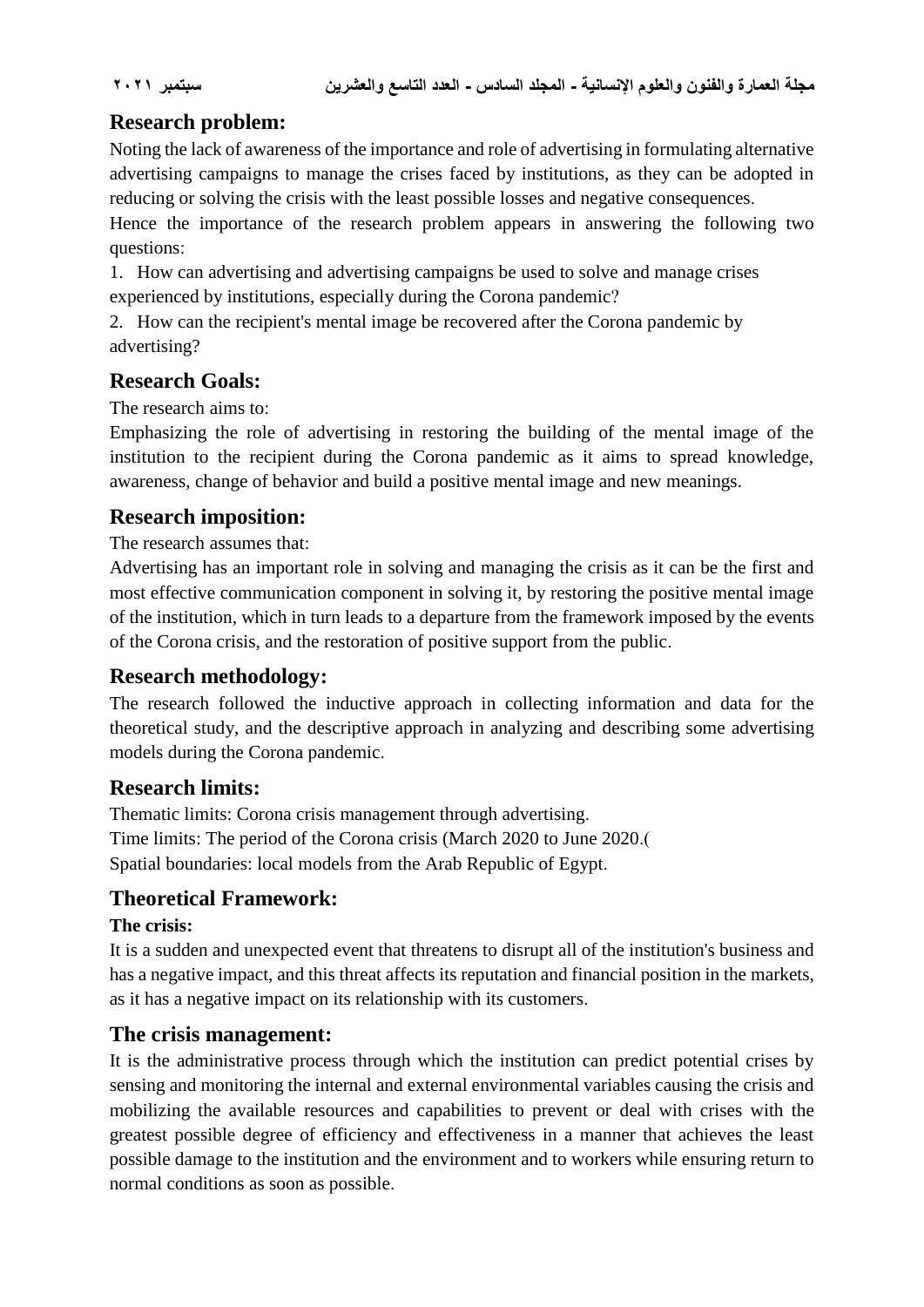## Research problem:

Noting the lack of awareness of the importance and role of advertising in formulating alternative advertising campaigns to manage the crises faced by institutions, as they can be adopted in reducing or solving the crisis with the least possible losses and negative consequences.

Hence the importance of the research problem appears in answering the following two questions:

1. How can advertising and advertising campaigns be used to solve and manage crises experienced by institutions, especially during the Corona pandemic?
2. How can the recipient's mental image be recovered after the Corona pandemic by advertising?

## Research Goals:

The research aims to:

Emphasizing the role of advertising in restoring the building of the mental image of the institution to the recipient during the Corona pandemic as it aims to spread knowledge, awareness, change of behavior and build a positive mental image and new meanings.

## Research imposition:

The research assumes that:

Advertising has an important role in solving and managing the crisis as it can be the first and most effective communication component in solving it, by restoring the positive mental image of the institution, which in turn leads to a departure from the framework imposed by the events of the Corona crisis, and the restoration of positive support from the public.

## Research methodology:

The research followed the inductive approach in collecting information and data for the theoretical study, and the descriptive approach in analyzing and describing some advertising models during the Corona pandemic.

## Research limits:

Thematic limits: Corona crisis management through advertising.
Time limits: The period of the Corona crisis (March 2020 to June 2020.(
Spatial boundaries: local models from the Arab Republic of Egypt.

## Theoretical Framework:

**The crisis:**

It is a sudden and unexpected event that threatens to disrupt all of the institution's business and has a negative impact, and this threat affects its reputation and financial position in the markets, as it has a negative impact on its relationship with its customers.

## The crisis management:

It is the administrative process through which the institution can predict potential crises by sensing and monitoring the internal and external environmental variables causing the crisis and mobilizing the available resources and capabilities to prevent or deal with crises with the greatest possible degree of efficiency and effectiveness in a manner that achieves the least possible damage to the institution and the environment and to workers while ensuring return to normal conditions as soon as possible.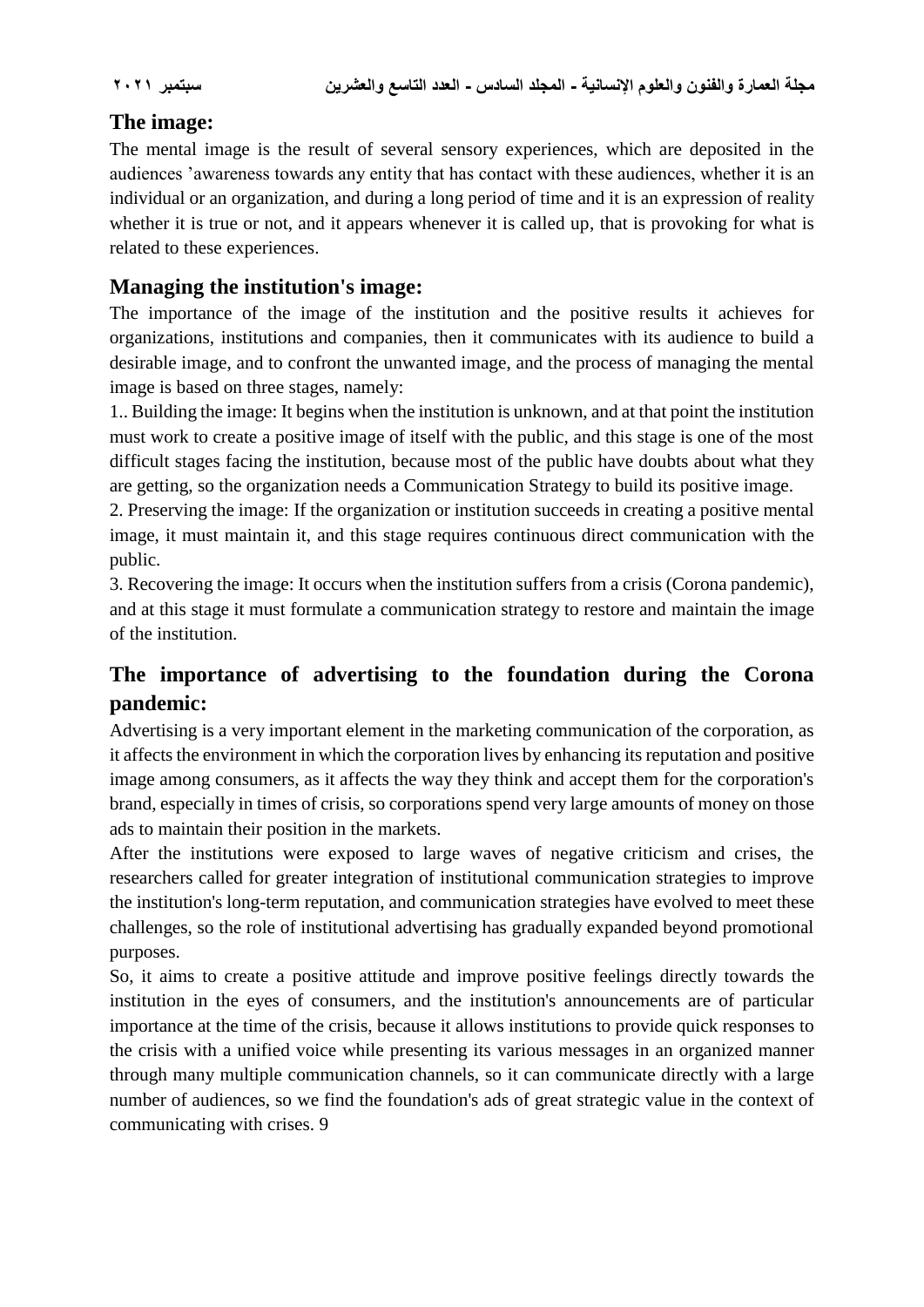## The image:

The mental image is the result of several sensory experiences, which are deposited in the audiences 'awareness towards any entity that has contact with these audiences, whether it is an individual or an organization, and during a long period of time and it is an expression of reality whether it is true or not, and it appears whenever it is called up, that is provoking for what is related to these experiences.

## Managing the institution's image:

The importance of the image of the institution and the positive results it achieves for organizations, institutions and companies, then it communicates with its audience to build a desirable image, and to confront the unwanted image, and the process of managing the mental image is based on three stages, namely:

1.. Building the image: It begins when the institution is unknown, and at that point the institution must work to create a positive image of itself with the public, and this stage is one of the most difficult stages facing the institution, because most of the public have doubts about what they are getting, so the organization needs a Communication Strategy to build its positive image.

2. Preserving the image: If the organization or institution succeeds in creating a positive mental image, it must maintain it, and this stage requires continuous direct communication with the public.

3. Recovering the image: It occurs when the institution suffers from a crisis (Corona pandemic), and at this stage it must formulate a communication strategy to restore and maintain the image of the institution.

## The importance of advertising to the foundation during the Corona pandemic:

Advertising is a very important element in the marketing communication of the corporation, as it affects the environment in which the corporation lives by enhancing its reputation and positive image among consumers, as it affects the way they think and accept them for the corporation's brand, especially in times of crisis, so corporations spend very large amounts of money on those ads to maintain their position in the markets.

After the institutions were exposed to large waves of negative criticism and crises, the researchers called for greater integration of institutional communication strategies to improve the institution's long-term reputation, and communication strategies have evolved to meet these challenges, so the role of institutional advertising has gradually expanded beyond promotional purposes.

So, it aims to create a positive attitude and improve positive feelings directly towards the institution in the eyes of consumers, and the institution's announcements are of particular importance at the time of the crisis, because it allows institutions to provide quick responses to the crisis with a unified voice while presenting its various messages in an organized manner through many multiple communication channels, so it can communicate directly with a large number of audiences, so we find the foundation's ads of great strategic value in the context of communicating with crises. 9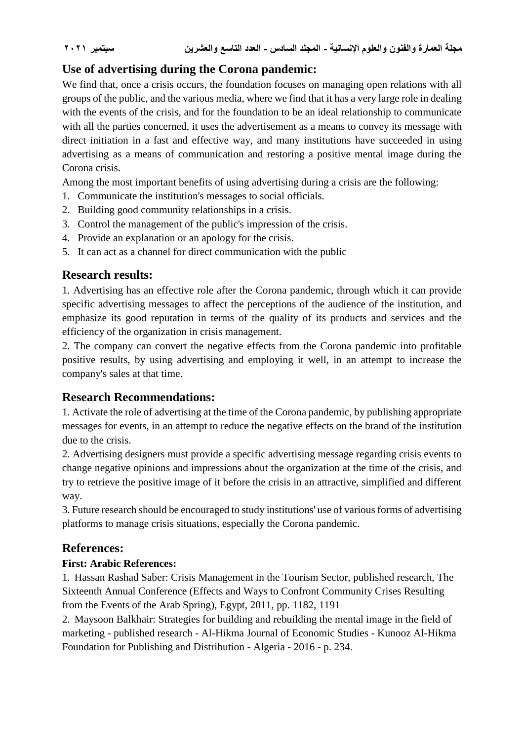## Use of advertising during the Corona pandemic:

We find that, once a crisis occurs, the foundation focuses on managing open relations with all groups of the public, and the various media, where we find that it has a very large role in dealing with the events of the crisis, and for the foundation to be an ideal relationship to communicate with all the parties concerned, it uses the advertisement as a means to convey its message with direct initiation in a fast and effective way, and many institutions have succeeded in using advertising as a means of communication and restoring a positive mental image during the Corona crisis.

Among the most important benefits of using advertising during a crisis are the following:

1. Communicate the institution's messages to social officials.
2. Building good community relationships in a crisis.
3. Control the management of the public's impression of the crisis.
4. Provide an explanation or an apology for the crisis.
5. It can act as a channel for direct communication with the public

## Research results:

1. Advertising has an effective role after the Corona pandemic, through which it can provide specific advertising messages to affect the perceptions of the audience of the institution, and emphasize its good reputation in terms of the quality of its products and services and the efficiency of the organization in crisis management.

2. The company can convert the negative effects from the Corona pandemic into profitable positive results, by using advertising and employing it well, in an attempt to increase the company's sales at that time.

## Research Recommendations:

1. Activate the role of advertising at the time of the Corona pandemic, by publishing appropriate messages for events, in an attempt to reduce the negative effects on the brand of the institution due to the crisis.

2. Advertising designers must provide a specific advertising message regarding crisis events to change negative opinions and impressions about the organization at the time of the crisis, and try to retrieve the positive image of it before the crisis in an attractive, simplified and different way.

3. Future research should be encouraged to study institutions' use of various forms of advertising platforms to manage crisis situations, especially the Corona pandemic.

## References:

**First: Arabic References:**

1. Hassan Rashad Saber: Crisis Management in the Tourism Sector, published research, The Sixteenth Annual Conference (Effects and Ways to Confront Community Crises Resulting from the Events of the Arab Spring), Egypt, 2011, pp. 1182, 1191
2. Maysoon Balkhair: Strategies for building and rebuilding the mental image in the field of marketing - published research - Al-Hikma Journal of Economic Studies - Kunooz Al-Hikma Foundation for Publishing and Distribution - Algeria - 2016 - p. 234.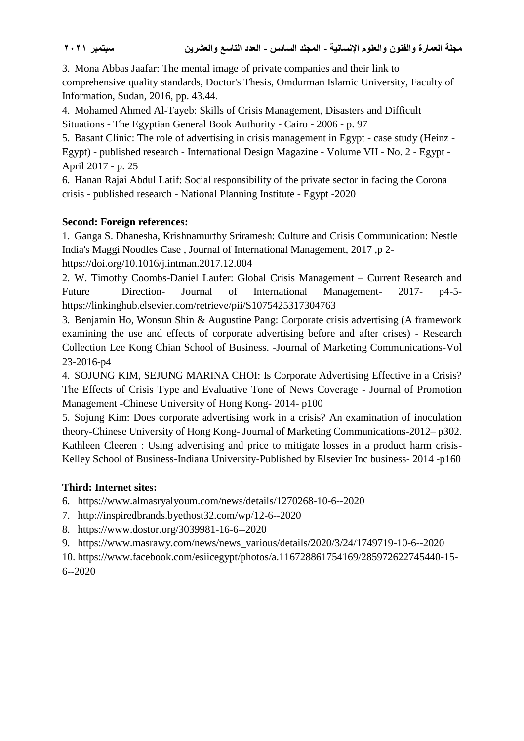3. Mona Abbas Jaafar: The mental image of private companies and their link to comprehensive quality standards, Doctor's Thesis, Omdurman Islamic University, Faculty of Information, Sudan, 2016, pp. 43.44.

4. Mohamed Ahmed Al-Tayeb: Skills of Crisis Management, Disasters and Difficult Situations - The Egyptian General Book Authority - Cairo - 2006 - p. 97

5. Basant Clinic: The role of advertising in crisis management in Egypt - case study (Heinz - Egypt) - published research - International Design Magazine - Volume VII - No. 2 - Egypt - April 2017 - p. 25

6. Hanan Rajai Abdul Latif: Social responsibility of the private sector in facing the Corona crisis - published research - National Planning Institute - Egypt -2020

**Second: Foreign references:**

1. Ganga S. Dhanesha, Krishnamurthy Sriramesh: Culture and Crisis Communication: Nestle India's Maggi Noodles Case , Journal of International Management, 2017 ,p 2- https://doi.org/10.1016/j.intman.2017.12.004

2. W. Timothy Coombs-Daniel Laufer: Global Crisis Management – Current Research and Future Direction- Journal of International Management- 2017- p4-5- https://linkinghub.elsevier.com/retrieve/pii/S1075425317304763

3. Benjamin Ho, Wonsun Shin & Augustine Pang: Corporate crisis advertising (A framework examining the use and effects of corporate advertising before and after crises) - Research Collection Lee Kong Chian School of Business. -Journal of Marketing Communications-Vol 23-2016-p4

4. SOJUNG KIM, SEJUNG MARINA CHOI: Is Corporate Advertising Effective in a Crisis? The Effects of Crisis Type and Evaluative Tone of News Coverage - Journal of Promotion Management -Chinese University of Hong Kong- 2014- p100

5. Sojung Kim: Does corporate advertising work in a crisis? An examination of inoculation theory-Chinese University of Hong Kong- Journal of Marketing Communications-2012– p302. Kathleen Cleeren : Using advertising and price to mitigate losses in a product harm crisis-Kelley School of Business-Indiana University-Published by Elsevier Inc business- 2014 -p160

**Third: Internet sites:**

6. https://www.almasryalyoum.com/news/details/1270268-10-6--2020
7. http://inspiredbrands.byethost32.com/wp/12-6--2020
8. https://www.dostor.org/3039981-16-6--2020
9. https://www.masrawy.com/news/news_various/details/2020/3/24/1749719-10-6--2020
10. https://www.facebook.com/esiicegypt/photos/a.116728861754169/285972622745440-15-6--2020